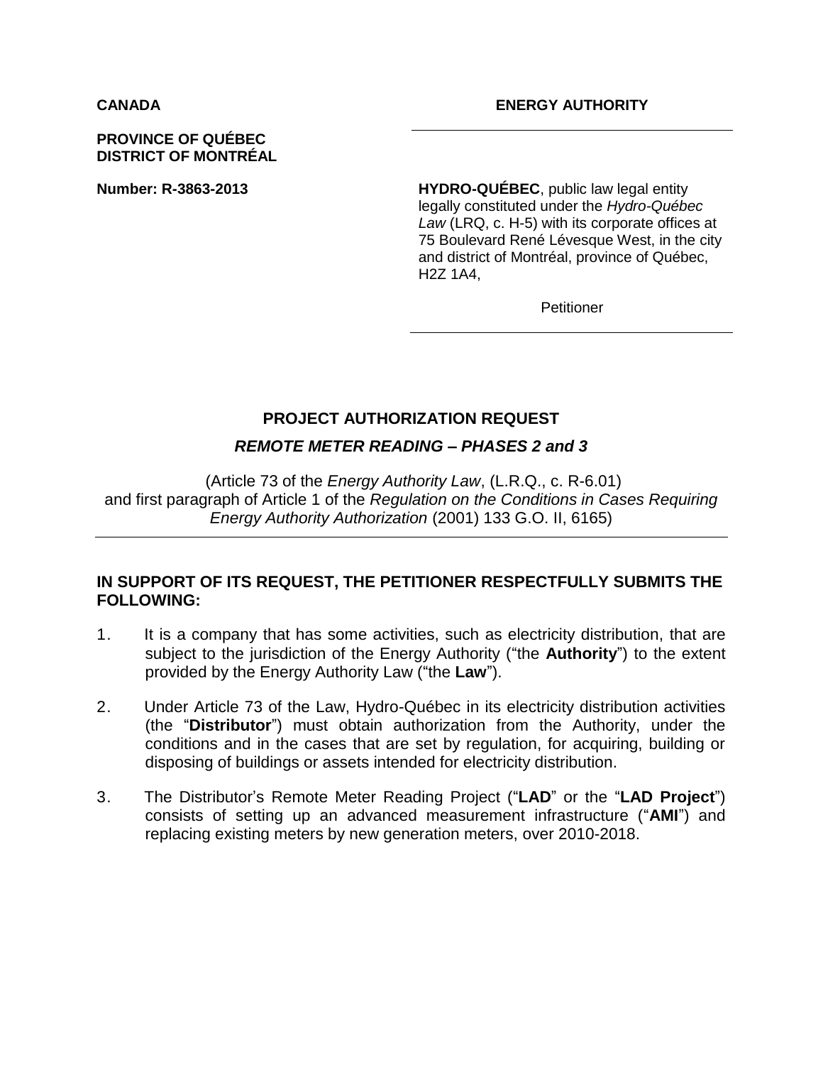**CANADA**

**PROVINCE OF QUÉBEC**
**DISTRICT OF MONTRÉAL**

**Number: R-3863-2013**

**ENERGY AUTHORITY**

**HYDRO-QUÉBEC**, public law legal entity legally constituted under the *Hydro-Québec Law* (LRQ, c. H-5) with its corporate offices at 75 Boulevard René Lévesque West, in the city and district of Montréal, province of Québec, H2Z 1A4,

Petitioner

# PROJECT AUTHORIZATION REQUEST

## *REMOTE METER READING – PHASES 2 and 3*

(Article 73 of the *Energy Authority Law*, (L.R.Q., c. R-6.01) and first paragraph of Article 1 of the *Regulation on the Conditions in Cases Requiring Energy Authority Authorization* (2001) 133 G.O. II, 6165)

**IN SUPPORT OF ITS REQUEST, THE PETITIONER RESPECTFULLY SUBMITS THE FOLLOWING:**

1. It is a company that has some activities, such as electricity distribution, that are subject to the jurisdiction of the Energy Authority ("the **Authority**") to the extent provided by the Energy Authority Law ("the **Law**").

2. Under Article 73 of the Law, Hydro-Québec in its electricity distribution activities (the "**Distributor**") must obtain authorization from the Authority, under the conditions and in the cases that are set by regulation, for acquiring, building or disposing of buildings or assets intended for electricity distribution.

3. The Distributor's Remote Meter Reading Project ("**LAD**" or the "**LAD Project**") consists of setting up an advanced measurement infrastructure ("**AMI**") and replacing existing meters by new generation meters, over 2010-2018.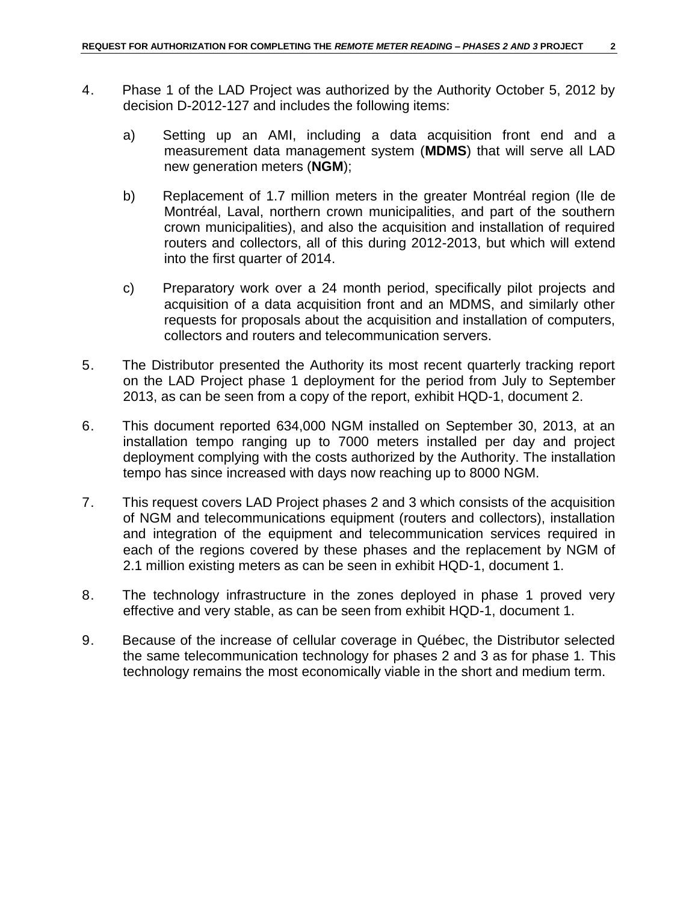4. Phase 1 of the LAD Project was authorized by the Authority October 5, 2012 by decision D-2012-127 and includes the following items:

   a) Setting up an AMI, including a data acquisition front end and a measurement data management system (**MDMS**) that will serve all LAD new generation meters (**NGM**);

   b) Replacement of 1.7 million meters in the greater Montréal region (Ile de Montréal, Laval, northern crown municipalities, and part of the southern crown municipalities), and also the acquisition and installation of required routers and collectors, all of this during 2012-2013, but which will extend into the first quarter of 2014.

   c) Preparatory work over a 24 month period, specifically pilot projects and acquisition of a data acquisition front and an MDMS, and similarly other requests for proposals about the acquisition and installation of computers, collectors and routers and telecommunication servers.

5. The Distributor presented the Authority its most recent quarterly tracking report on the LAD Project phase 1 deployment for the period from July to September 2013, as can be seen from a copy of the report, exhibit HQD-1, document 2.

6. This document reported 634,000 NGM installed on September 30, 2013, at an installation tempo ranging up to 7000 meters installed per day and project deployment complying with the costs authorized by the Authority. The installation tempo has since increased with days now reaching up to 8000 NGM.

7. This request covers LAD Project phases 2 and 3 which consists of the acquisition of NGM and telecommunications equipment (routers and collectors), installation and integration of the equipment and telecommunication services required in each of the regions covered by these phases and the replacement by NGM of 2.1 million existing meters as can be seen in exhibit HQD-1, document 1.

8. The technology infrastructure in the zones deployed in phase 1 proved very effective and very stable, as can be seen from exhibit HQD-1, document 1.

9. Because of the increase of cellular coverage in Québec, the Distributor selected the same telecommunication technology for phases 2 and 3 as for phase 1. This technology remains the most economically viable in the short and medium term.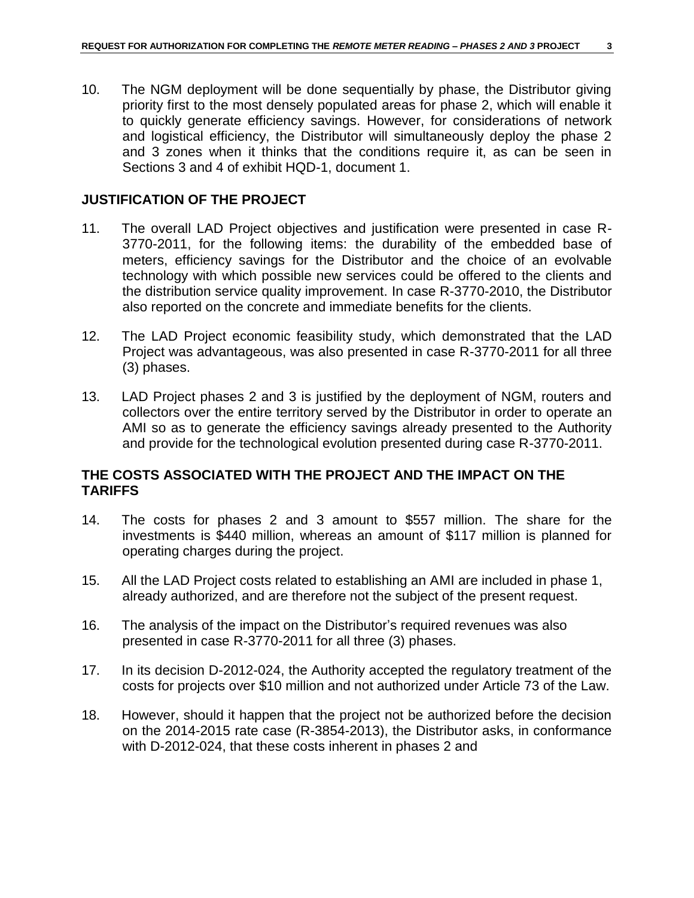10. The NGM deployment will be done sequentially by phase, the Distributor giving priority first to the most densely populated areas for phase 2, which will enable it to quickly generate efficiency savings. However, for considerations of network and logistical efficiency, the Distributor will simultaneously deploy the phase 2 and 3 zones when it thinks that the conditions require it, as can be seen in Sections 3 and 4 of exhibit HQD-1, document 1.

## JUSTIFICATION OF THE PROJECT

11. The overall LAD Project objectives and justification were presented in case R-3770-2011, for the following items: the durability of the embedded base of meters, efficiency savings for the Distributor and the choice of an evolvable technology with which possible new services could be offered to the clients and the distribution service quality improvement. In case R-3770-2010, the Distributor also reported on the concrete and immediate benefits for the clients.

12. The LAD Project economic feasibility study, which demonstrated that the LAD Project was advantageous, was also presented in case R-3770-2011 for all three (3) phases.

13. LAD Project phases 2 and 3 is justified by the deployment of NGM, routers and collectors over the entire territory served by the Distributor in order to operate an AMI so as to generate the efficiency savings already presented to the Authority and provide for the technological evolution presented during case R-3770-2011.

## THE COSTS ASSOCIATED WITH THE PROJECT AND THE IMPACT ON THE TARIFFS

14. The costs for phases 2 and 3 amount to $557 million. The share for the investments is $440 million, whereas an amount of $117 million is planned for operating charges during the project.

15. All the LAD Project costs related to establishing an AMI are included in phase 1, already authorized, and are therefore not the subject of the present request.

16. The analysis of the impact on the Distributor's required revenues was also presented in case R-3770-2011 for all three (3) phases.

17. In its decision D-2012-024, the Authority accepted the regulatory treatment of the costs for projects over $10 million and not authorized under Article 73 of the Law.

18. However, should it happen that the project not be authorized before the decision on the 2014-2015 rate case (R-3854-2013), the Distributor asks, in conformance with D-2012-024, that these costs inherent in phases 2 and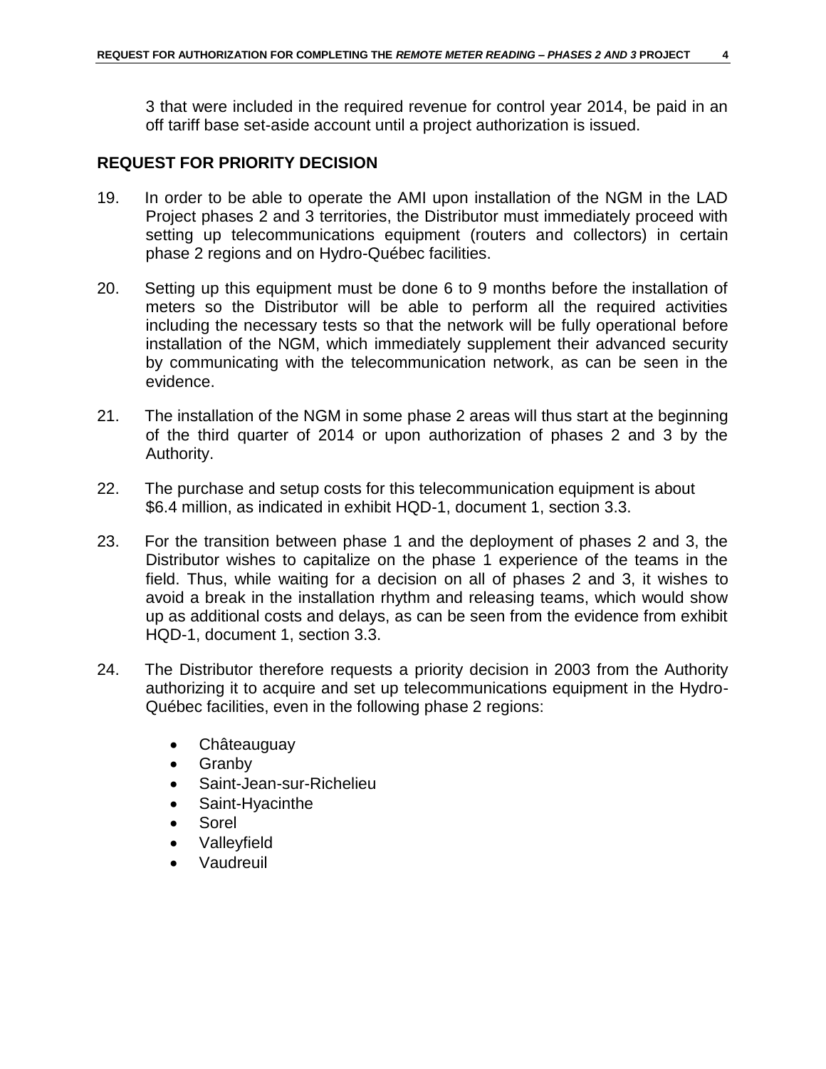3 that were included in the required revenue for control year 2014, be paid in an off tariff base set-aside account until a project authorization is issued.

## REQUEST FOR PRIORITY DECISION

19. In order to be able to operate the AMI upon installation of the NGM in the LAD Project phases 2 and 3 territories, the Distributor must immediately proceed with setting up telecommunications equipment (routers and collectors) in certain phase 2 regions and on Hydro-Québec facilities.

20. Setting up this equipment must be done 6 to 9 months before the installation of meters so the Distributor will be able to perform all the required activities including the necessary tests so that the network will be fully operational before installation of the NGM, which immediately supplement their advanced security by communicating with the telecommunication network, as can be seen in the evidence.

21. The installation of the NGM in some phase 2 areas will thus start at the beginning of the third quarter of 2014 or upon authorization of phases 2 and 3 by the Authority.

22. The purchase and setup costs for this telecommunication equipment is about $6.4 million, as indicated in exhibit HQD-1, document 1, section 3.3.

23. For the transition between phase 1 and the deployment of phases 2 and 3, the Distributor wishes to capitalize on the phase 1 experience of the teams in the field. Thus, while waiting for a decision on all of phases 2 and 3, it wishes to avoid a break in the installation rhythm and releasing teams, which would show up as additional costs and delays, as can be seen from the evidence from exhibit HQD-1, document 1, section 3.3.

24. The Distributor therefore requests a priority decision in 2003 from the Authority authorizing it to acquire and set up telecommunications equipment in the Hydro-Québec facilities, even in the following phase 2 regions:

    - Châteauguay
    - Granby
    - Saint-Jean-sur-Richelieu
    - Saint-Hyacinthe
    - Sorel
    - Valleyfield
    - Vaudreuil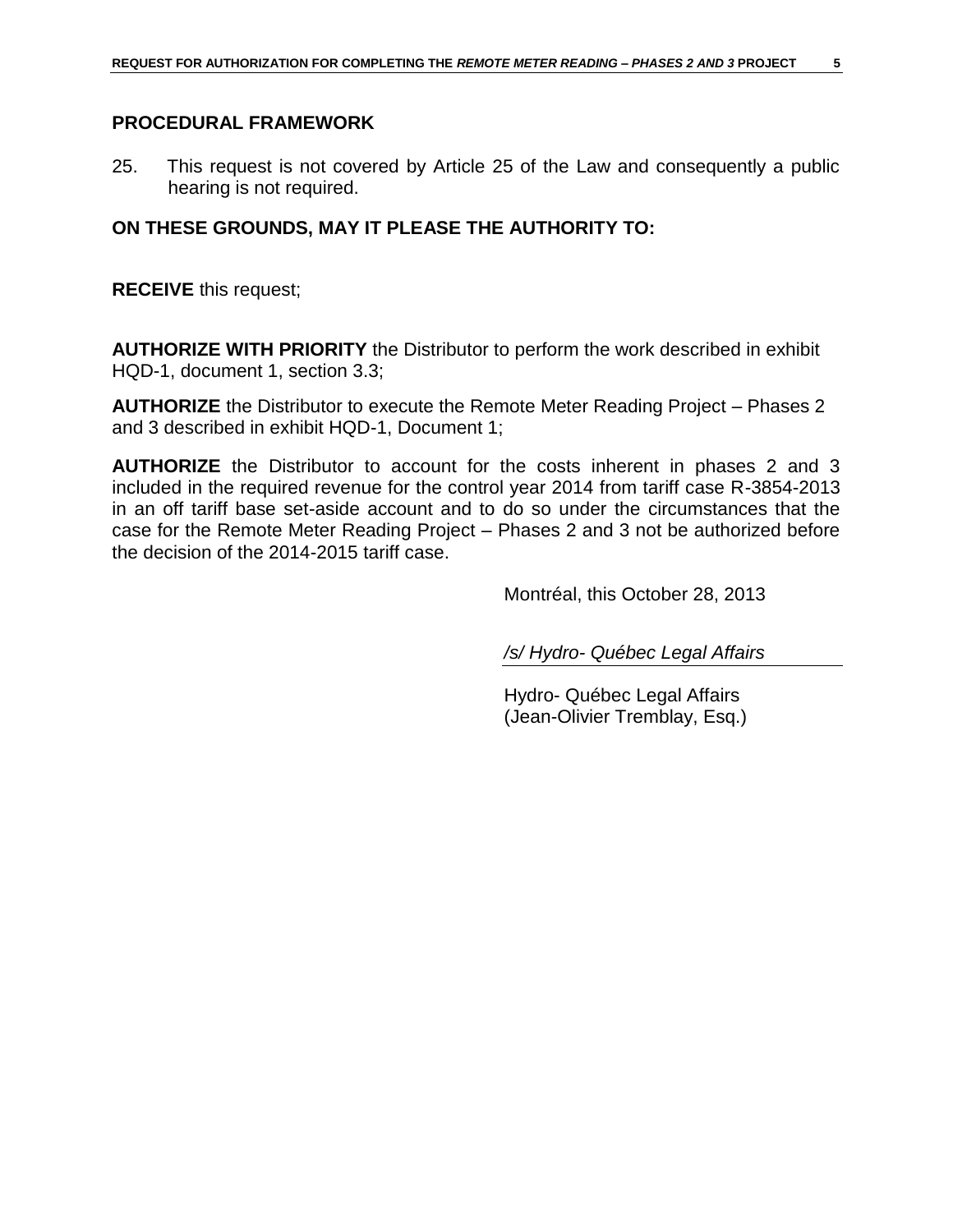## PROCEDURAL FRAMEWORK

25. This request is not covered by Article 25 of the Law and consequently a public hearing is not required.

## ON THESE GROUNDS, MAY IT PLEASE THE AUTHORITY TO:

**RECEIVE** this request;

**AUTHORIZE WITH PRIORITY** the Distributor to perform the work described in exhibit HQD-1, document 1, section 3.3;

**AUTHORIZE** the Distributor to execute the Remote Meter Reading Project – Phases 2 and 3 described in exhibit HQD-1, Document 1;

**AUTHORIZE** the Distributor to account for the costs inherent in phases 2 and 3 included in the required revenue for the control year 2014 from tariff case R-3854-2013 in an off tariff base set-aside account and to do so under the circumstances that the case for the Remote Meter Reading Project – Phases 2 and 3 not be authorized before the decision of the 2014-2015 tariff case.

Montréal, this October 28, 2013

*/s/ Hydro- Québec Legal Affairs*

Hydro- Québec Legal Affairs
(Jean-Olivier Tremblay, Esq.)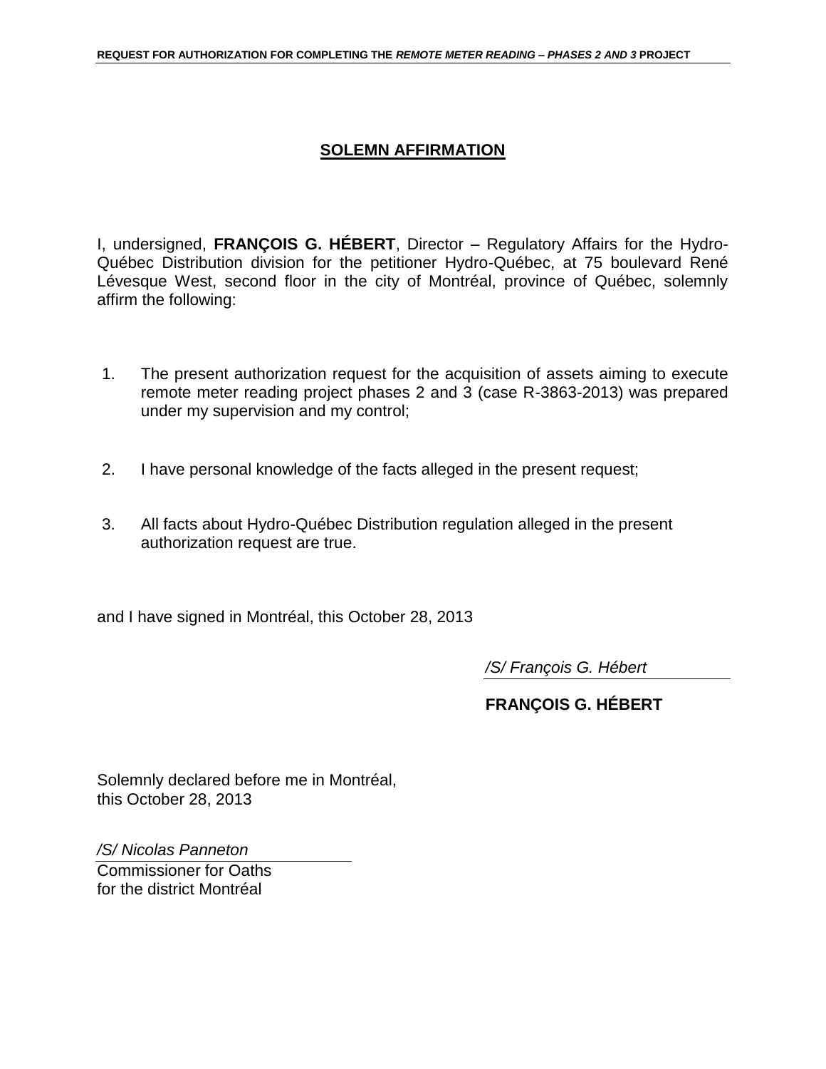## SOLEMN AFFIRMATION

I, undersigned, **FRANÇOIS G. HÉBERT**, Director – Regulatory Affairs for the Hydro-Québec Distribution division for the petitioner Hydro-Québec, at 75 boulevard René Lévesque West, second floor in the city of Montréal, province of Québec, solemnly affirm the following:

1. The present authorization request for the acquisition of assets aiming to execute remote meter reading project phases 2 and 3 (case R-3863-2013) was prepared under my supervision and my control;

2. I have personal knowledge of the facts alleged in the present request;

3. All facts about Hydro-Québec Distribution regulation alleged in the present authorization request are true.

and I have signed in Montréal, this October 28, 2013

*/S/ François G. Hébert*

**FRANÇOIS G. HÉBERT**

Solemnly declared before me in Montréal,
this October 28, 2013

*/S/ Nicolas Panneton*
Commissioner for Oaths
for the district Montréal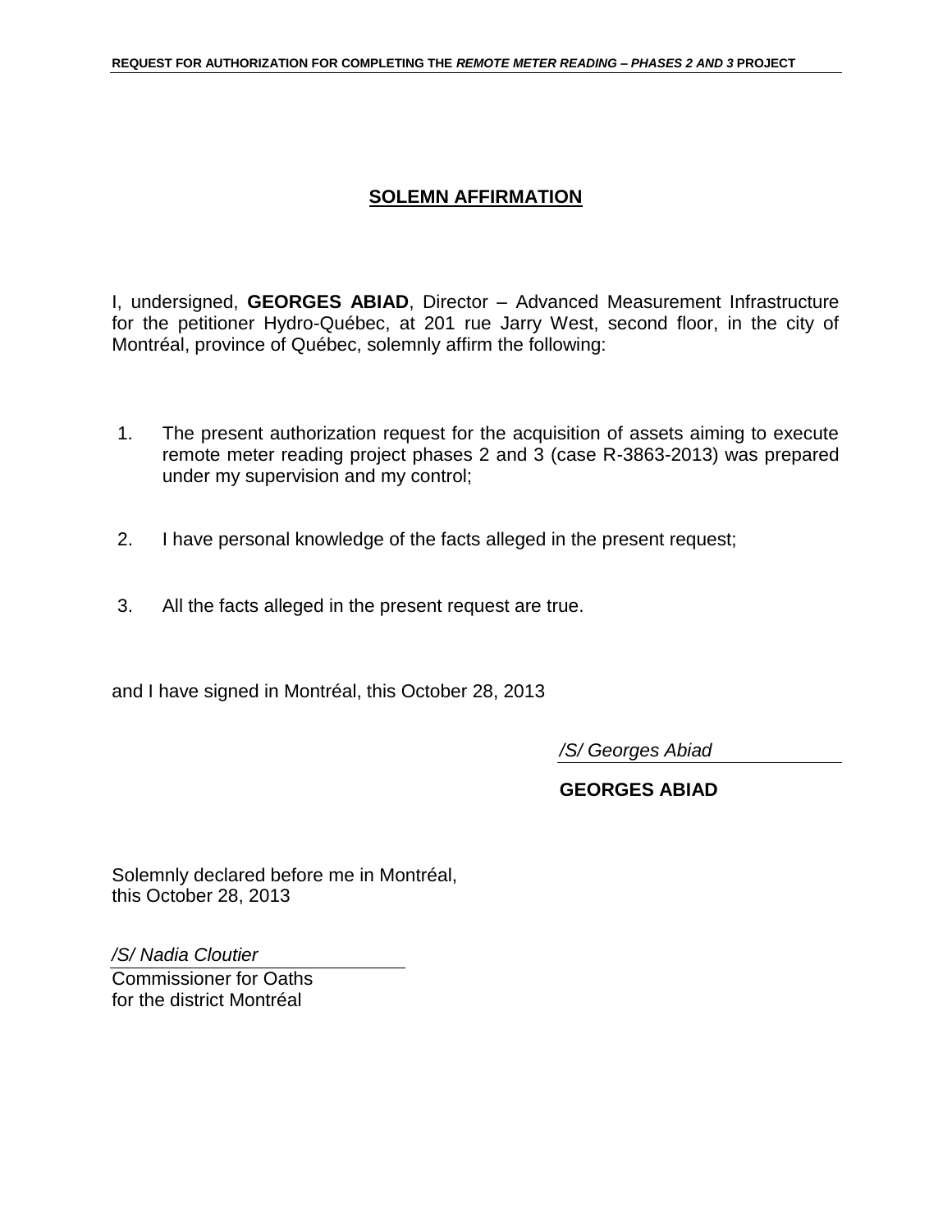## SOLEMN AFFIRMATION

I, undersigned, **GEORGES ABIAD**, Director – Advanced Measurement Infrastructure for the petitioner Hydro-Québec, at 201 rue Jarry West, second floor, in the city of Montréal, province of Québec, solemnly affirm the following:

1. The present authorization request for the acquisition of assets aiming to execute remote meter reading project phases 2 and 3 (case R-3863-2013) was prepared under my supervision and my control;

2. I have personal knowledge of the facts alleged in the present request;

3. All the facts alleged in the present request are true.

and I have signed in Montréal, this October 28, 2013

*/S/ Georges Abiad*

**GEORGES ABIAD**

Solemnly declared before me in Montréal,
this October 28, 2013

*/S/ Nadia Cloutier*
Commissioner for Oaths
for the district Montréal